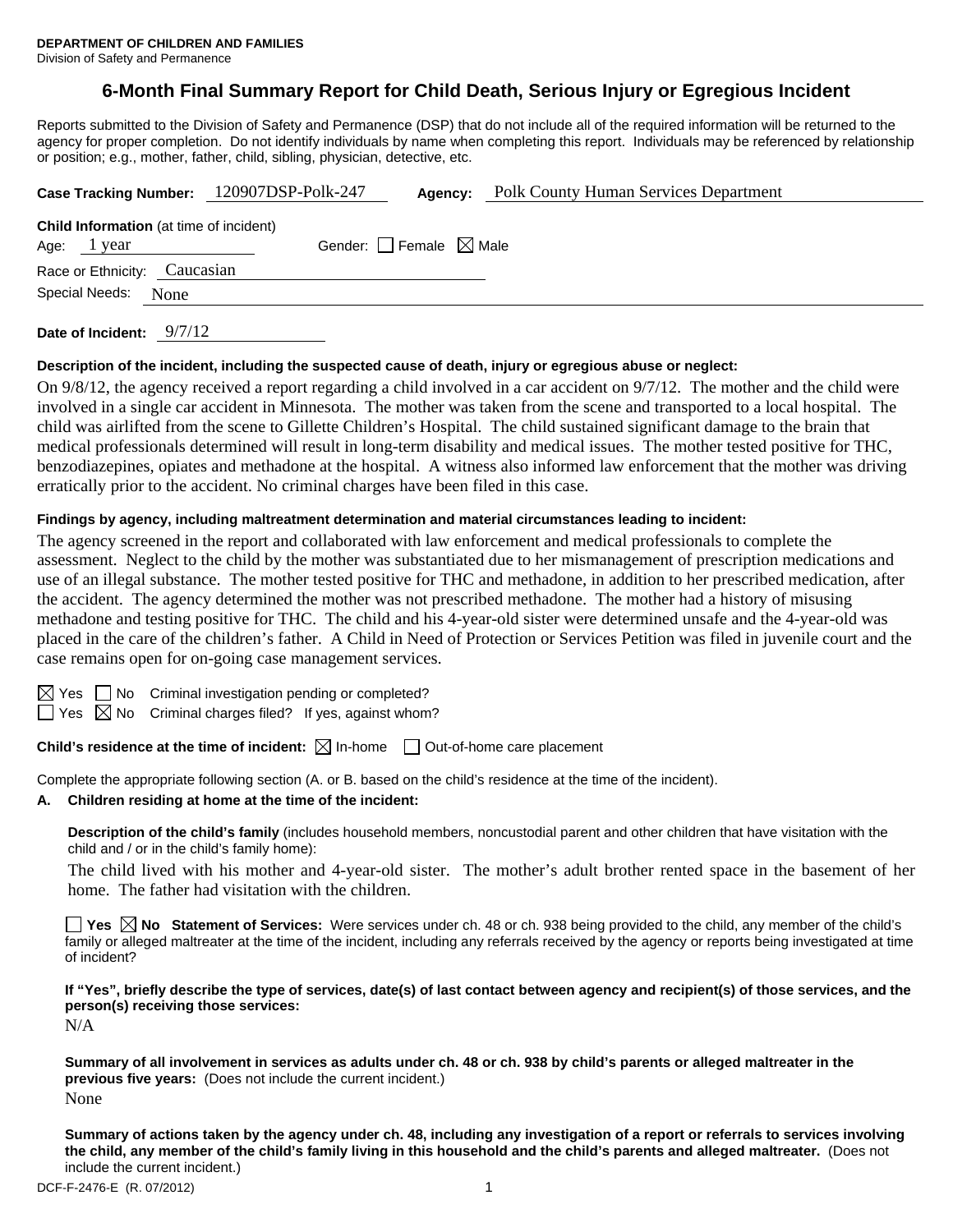**DEPARTMENT OF CHILDREN AND FAMILIES**
Division of Safety and Permanence

# 6-Month Final Summary Report for Child Death, Serious Injury or Egregious Incident

Reports submitted to the Division of Safety and Permanence (DSP) that do not include all of the required information will be returned to the agency for proper completion. Do not identify individuals by name when completing this report. Individuals may be referenced by relationship or position; e.g., mother, father, child, sibling, physician, detective, etc.

**Case Tracking Number:** 120907DSP-Polk-247 **Agency:** Polk County Human Services Department

**Child Information** (at time of incident)
Age: 1 year Gender: ☐ Female ☒ Male
Race or Ethnicity: Caucasian
Special Needs: None

**Date of Incident:** 9/7/12

**Description of the incident, including the suspected cause of death, injury or egregious abuse or neglect:**

On 9/8/12, the agency received a report regarding a child involved in a car accident on 9/7/12. The mother and the child were involved in a single car accident in Minnesota. The mother was taken from the scene and transported to a local hospital. The child was airlifted from the scene to Gillette Children's Hospital. The child sustained significant damage to the brain that medical professionals determined will result in long-term disability and medical issues. The mother tested positive for THC, benzodiazepines, opiates and methadone at the hospital. A witness also informed law enforcement that the mother was driving erratically prior to the accident. No criminal charges have been filed in this case.

**Findings by agency, including maltreatment determination and material circumstances leading to incident:**

The agency screened in the report and collaborated with law enforcement and medical professionals to complete the assessment. Neglect to the child by the mother was substantiated due to her mismanagement of prescription medications and use of an illegal substance. The mother tested positive for THC and methadone, in addition to her prescribed medication, after the accident. The agency determined the mother was not prescribed methadone. The mother had a history of misusing methadone and testing positive for THC. The child and his 4-year-old sister were determined unsafe and the 4-year-old was placed in the care of the children's father. A Child in Need of Protection or Services Petition was filed in juvenile court and the case remains open for on-going case management services.

☒ Yes ☐ No Criminal investigation pending or completed?
☐ Yes ☒ No Criminal charges filed? If yes, against whom?

**Child's residence at the time of incident:** ☒ In-home ☐ Out-of-home care placement

Complete the appropriate following section (A. or B. based on the child's residence at the time of the incident).

**A. Children residing at home at the time of the incident:**

**Description of the child's family** (includes household members, noncustodial parent and other children that have visitation with the child and / or in the child's family home):

The child lived with his mother and 4-year-old sister. The mother's adult brother rented space in the basement of her home. The father had visitation with the children.

☐ **Yes** ☒ **No Statement of Services:** Were services under ch. 48 or ch. 938 being provided to the child, any member of the child's family or alleged maltreater at the time of the incident, including any referrals received by the agency or reports being investigated at time of incident?

**If "Yes", briefly describe the type of services, date(s) of last contact between agency and recipient(s) of those services, and the person(s) receiving those services:**

N/A

**Summary of all involvement in services as adults under ch. 48 or ch. 938 by child's parents or alleged maltreater in the previous five years:** (Does not include the current incident.)

None

**Summary of actions taken by the agency under ch. 48, including any investigation of a report or referrals to services involving the child, any member of the child's family living in this household and the child's parents and alleged maltreater.** (Does not include the current incident.)

DCF-F-2476-E (R. 07/2012)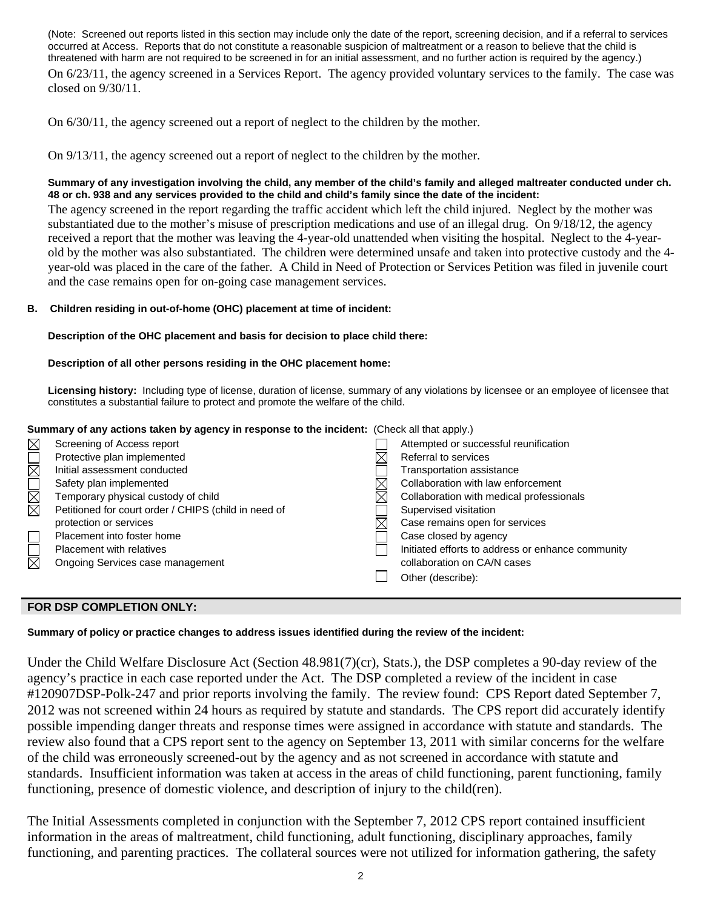(Note: Screened out reports listed in this section may include only the date of the report, screening decision, and if a referral to services occurred at Access. Reports that do not constitute a reasonable suspicion of maltreatment or a reason to believe that the child is threatened with harm are not required to be screened in for an initial assessment, and no further action is required by the agency.)

On 6/23/11, the agency screened in a Services Report. The agency provided voluntary services to the family. The case was closed on 9/30/11.

On 6/30/11, the agency screened out a report of neglect to the children by the mother.

On 9/13/11, the agency screened out a report of neglect to the children by the mother.

**Summary of any investigation involving the child, any member of the child's family and alleged maltreater conducted under ch. 48 or ch. 938 and any services provided to the child and child's family since the date of the incident:**

The agency screened in the report regarding the traffic accident which left the child injured. Neglect by the mother was substantiated due to the mother's misuse of prescription medications and use of an illegal drug. On 9/18/12, the agency received a report that the mother was leaving the 4-year-old unattended when visiting the hospital. Neglect to the 4-year-old by the mother was also substantiated. The children were determined unsafe and taken into protective custody and the 4-year-old was placed in the care of the father. A Child in Need of Protection or Services Petition was filed in juvenile court and the case remains open for on-going case management services.

**B. Children residing in out-of-home (OHC) placement at time of incident:**

**Description of the OHC placement and basis for decision to place child there:**

**Description of all other persons residing in the OHC placement home:**

**Licensing history:** Including type of license, duration of license, summary of any violations by licensee or an employee of licensee that constitutes a substantial failure to protect and promote the welfare of the child.

**Summary of any actions taken by agency in response to the incident:** (Check all that apply.)

- [x] Screening of Access report
- [ ] Protective plan implemented
- [x] Initial assessment conducted
- [ ] Safety plan implemented
- [x] Temporary physical custody of child
- [x] Petitioned for court order / CHIPS (child in need of protection or services
- [ ] Placement into foster home
- [ ] Placement with relatives
- [x] Ongoing Services case management
- [ ] Attempted or successful reunification
- [x] Referral to services
- [ ] Transportation assistance
- [x] Collaboration with law enforcement
- [x] Collaboration with medical professionals
- [ ] Supervised visitation
- [x] Case remains open for services
- [ ] Case closed by agency
- [ ] Initiated efforts to address or enhance community collaboration on CA/N cases
- [ ] Other (describe):

## FOR DSP COMPLETION ONLY:

**Summary of policy or practice changes to address issues identified during the review of the incident:**

Under the Child Welfare Disclosure Act (Section 48.981(7)(cr), Stats.), the DSP completes a 90-day review of the agency's practice in each case reported under the Act. The DSP completed a review of the incident in case #120907DSP-Polk-247 and prior reports involving the family. The review found: CPS Report dated September 7, 2012 was not screened within 24 hours as required by statute and standards. The CPS report did accurately identify possible impending danger threats and response times were assigned in accordance with statute and standards. The review also found that a CPS report sent to the agency on September 13, 2011 with similar concerns for the welfare of the child was erroneously screened-out by the agency and as not screened in accordance with statute and standards. Insufficient information was taken at access in the areas of child functioning, parent functioning, family functioning, presence of domestic violence, and description of injury to the child(ren).

The Initial Assessments completed in conjunction with the September 7, 2012 CPS report contained insufficient information in the areas of maltreatment, child functioning, adult functioning, disciplinary approaches, family functioning, and parenting practices. The collateral sources were not utilized for information gathering, the safety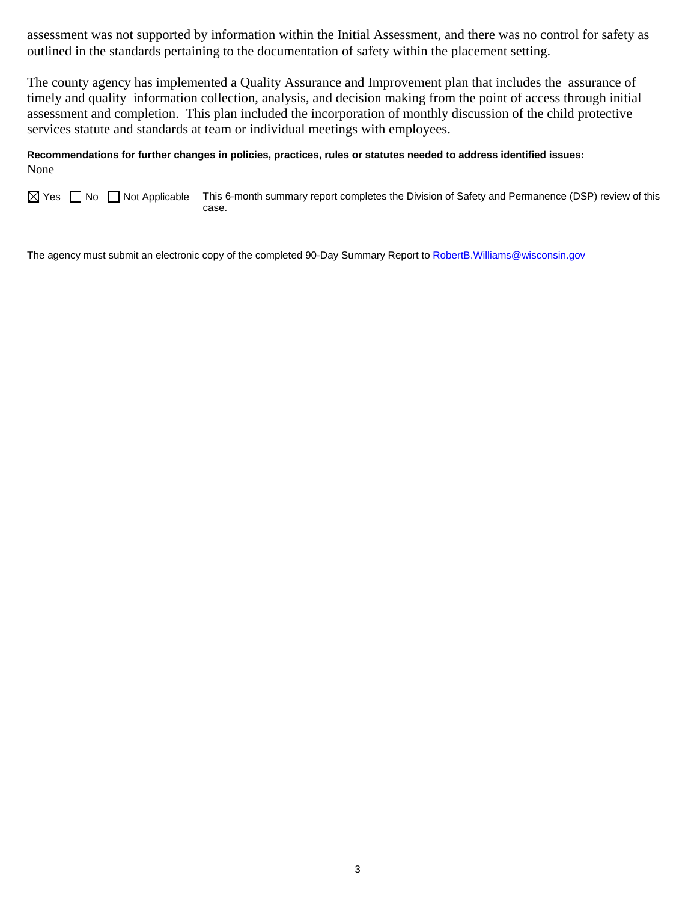assessment was not supported by information within the Initial Assessment, and there was no control for safety as outlined in the standards pertaining to the documentation of safety within the placement setting.

The county agency has implemented a Quality Assurance and Improvement plan that includes the assurance of timely and quality information collection, analysis, and decision making from the point of access through initial assessment and completion. This plan included the incorporation of monthly discussion of the child protective services statute and standards at team or individual meetings with employees.

**Recommendations for further changes in policies, practices, rules or statutes needed to address identified issues:**
None

☒ Yes ☐ No ☐ Not Applicable This 6-month summary report completes the Division of Safety and Permanence (DSP) review of this case.

The agency must submit an electronic copy of the completed 90-Day Summary Report to RobertB.Williams@wisconsin.gov